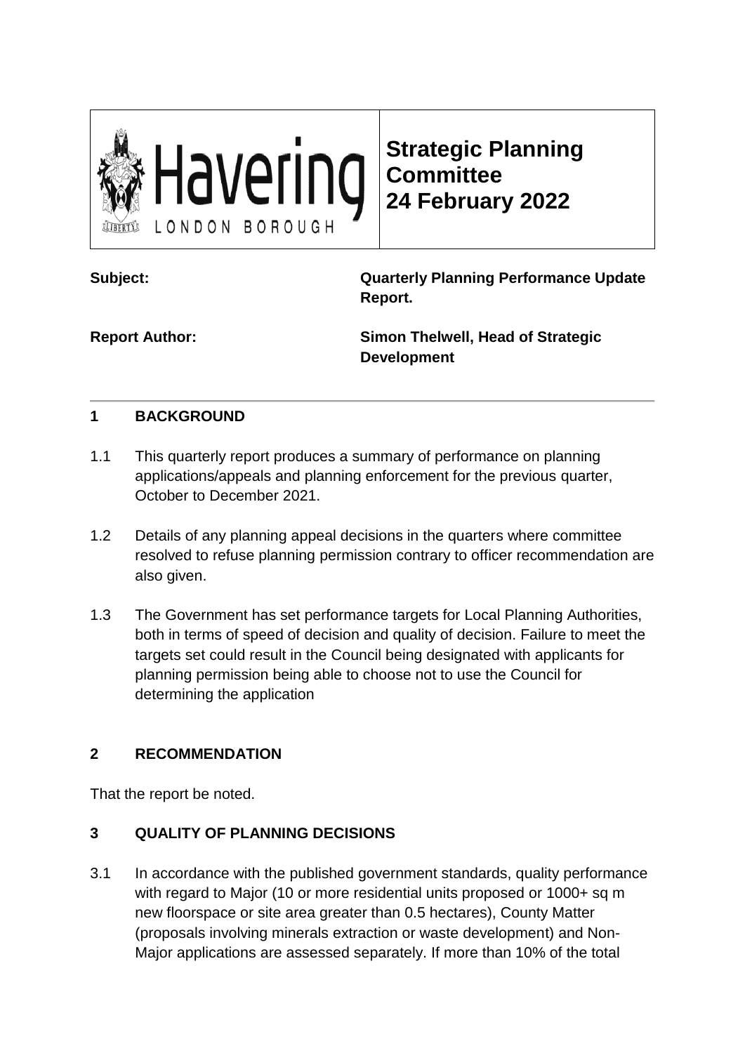Havering LONDON BOROUGH

# Strategic Planning Committee 24 February 2022

**Subject:** **Quarterly Planning Performance Update Report.**

**Report Author:** **Simon Thelwell, Head of Strategic Development**

## 1 BACKGROUND

1.1 This quarterly report produces a summary of performance on planning applications/appeals and planning enforcement for the previous quarter, October to December 2021.

1.2 Details of any planning appeal decisions in the quarters where committee resolved to refuse planning permission contrary to officer recommendation are also given.

1.3 The Government has set performance targets for Local Planning Authorities, both in terms of speed of decision and quality of decision. Failure to meet the targets set could result in the Council being designated with applicants for planning permission being able to choose not to use the Council for determining the application

## 2 RECOMMENDATION

That the report be noted.

## 3 QUALITY OF PLANNING DECISIONS

3.1 In accordance with the published government standards, quality performance with regard to Major (10 or more residential units proposed or 1000+ sq m new floorspace or site area greater than 0.5 hectares), County Matter (proposals involving minerals extraction or waste development) and Non-Major applications are assessed separately. If more than 10% of the total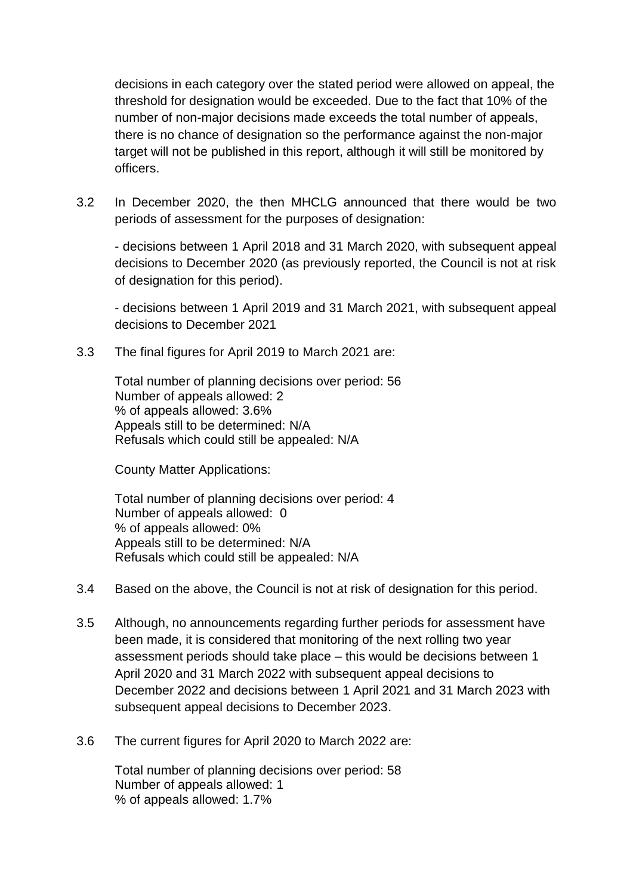decisions in each category over the stated period were allowed on appeal, the threshold for designation would be exceeded. Due to the fact that 10% of the number of non-major decisions made exceeds the total number of appeals, there is no chance of designation so the performance against the non-major target will not be published in this report, although it will still be monitored by officers.

3.2 In December 2020, the then MHCLG announced that there would be two periods of assessment for the purposes of designation:

- decisions between 1 April 2018 and 31 March 2020, with subsequent appeal decisions to December 2020 (as previously reported, the Council is not at risk of designation for this period).

- decisions between 1 April 2019 and 31 March 2021, with subsequent appeal decisions to December 2021

3.3 The final figures for April 2019 to March 2021 are:

Total number of planning decisions over period: 56  
Number of appeals allowed: 2  
% of appeals allowed: 3.6%  
Appeals still to be determined: N/A  
Refusals which could still be appealed: N/A

County Matter Applications:

Total number of planning decisions over period: 4  
Number of appeals allowed: 0  
% of appeals allowed: 0%  
Appeals still to be determined: N/A  
Refusals which could still be appealed: N/A

3.4 Based on the above, the Council is not at risk of designation for this period.

3.5 Although, no announcements regarding further periods for assessment have been made, it is considered that monitoring of the next rolling two year assessment periods should take place – this would be decisions between 1 April 2020 and 31 March 2022 with subsequent appeal decisions to December 2022 and decisions between 1 April 2021 and 31 March 2023 with subsequent appeal decisions to December 2023.

3.6 The current figures for April 2020 to March 2022 are:

Total number of planning decisions over period: 58  
Number of appeals allowed: 1  
% of appeals allowed: 1.7%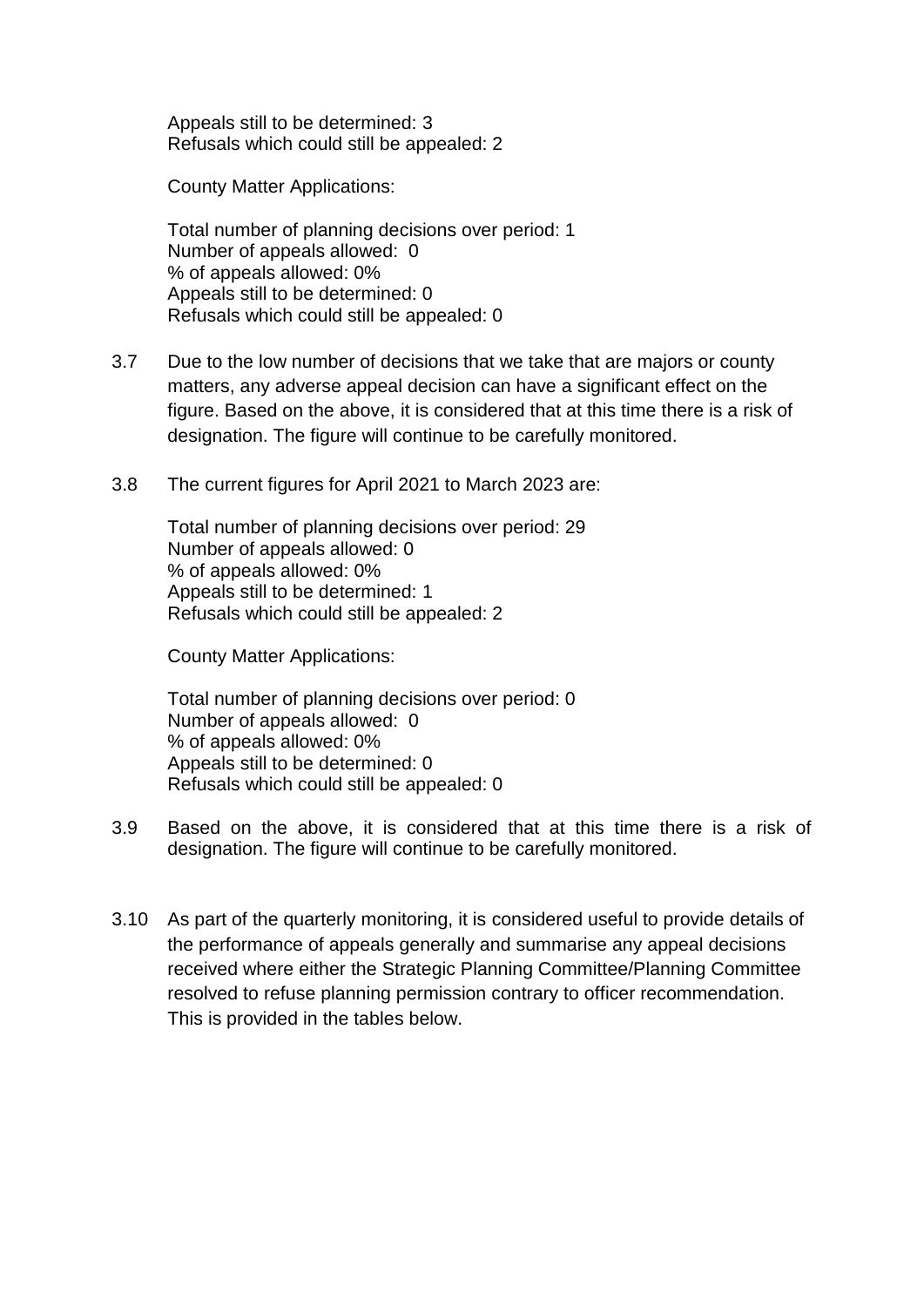Appeals still to be determined: 3
Refusals which could still be appealed: 2

County Matter Applications:

Total number of planning decisions over period: 1
Number of appeals allowed: 0
% of appeals allowed: 0%
Appeals still to be determined: 0
Refusals which could still be appealed: 0

3.7 Due to the low number of decisions that we take that are majors or county matters, any adverse appeal decision can have a significant effect on the figure. Based on the above, it is considered that at this time there is a risk of designation. The figure will continue to be carefully monitored.

3.8 The current figures for April 2021 to March 2023 are:

Total number of planning decisions over period: 29
Number of appeals allowed: 0
% of appeals allowed: 0%
Appeals still to be determined: 1
Refusals which could still be appealed: 2

County Matter Applications:

Total number of planning decisions over period: 0
Number of appeals allowed: 0
% of appeals allowed: 0%
Appeals still to be determined: 0
Refusals which could still be appealed: 0

3.9 Based on the above, it is considered that at this time there is a risk of designation. The figure will continue to be carefully monitored.

3.10 As part of the quarterly monitoring, it is considered useful to provide details of the performance of appeals generally and summarise any appeal decisions received where either the Strategic Planning Committee/Planning Committee resolved to refuse planning permission contrary to officer recommendation. This is provided in the tables below.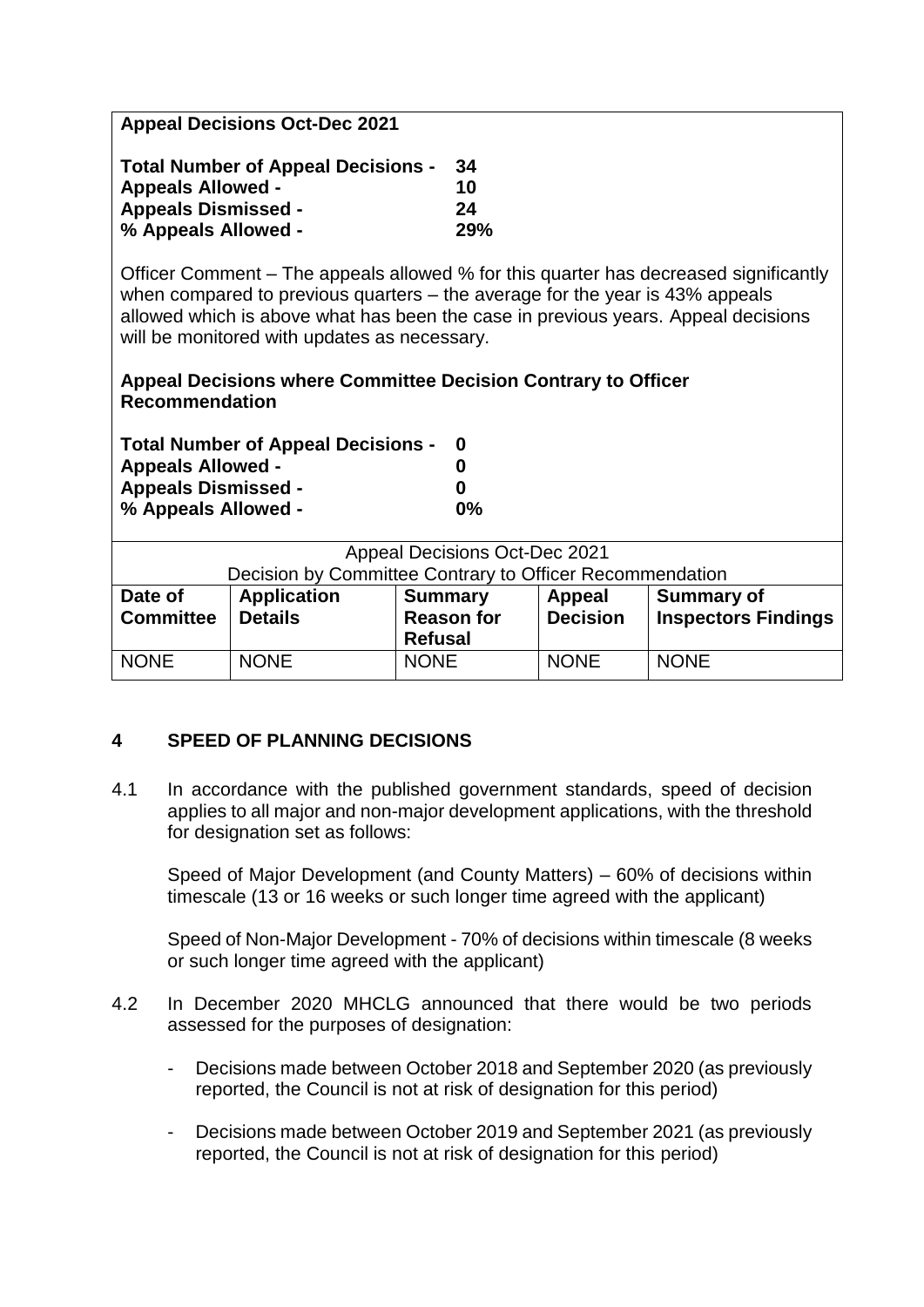**Appeal Decisions Oct-Dec 2021**

**Total Number of Appeal Decisions - 34**
**Appeals Allowed - 10**
**Appeals Dismissed - 24**
**% Appeals Allowed - 29%**

Officer Comment – The appeals allowed % for this quarter has decreased significantly when compared to previous quarters – the average for the year is 43% appeals allowed which is above what has been the case in previous years. Appeal decisions will be monitored with updates as necessary.

**Appeal Decisions where Committee Decision Contrary to Officer Recommendation**

**Total Number of Appeal Decisions - 0**
**Appeals Allowed - 0**
**Appeals Dismissed - 0**
**% Appeals Allowed - 0%**

| Appeal Decisions Oct-Dec 2021 Decision by Committee Contrary to Officer Recommendation | | | | |
|---|---|---|---|---|
| **Date of Committee** | **Application Details** | **Summary Reason for Refusal** | **Appeal Decision** | **Summary of Inspectors Findings** |
| NONE | NONE | NONE | NONE | NONE |

## 4 SPEED OF PLANNING DECISIONS

4.1 In accordance with the published government standards, speed of decision applies to all major and non-major development applications, with the threshold for designation set as follows:

Speed of Major Development (and County Matters) – 60% of decisions within timescale (13 or 16 weeks or such longer time agreed with the applicant)

Speed of Non-Major Development - 70% of decisions within timescale (8 weeks or such longer time agreed with the applicant)

4.2 In December 2020 MHCLG announced that there would be two periods assessed for the purposes of designation:

- Decisions made between October 2018 and September 2020 (as previously reported, the Council is not at risk of designation for this period)
- Decisions made between October 2019 and September 2021 (as previously reported, the Council is not at risk of designation for this period)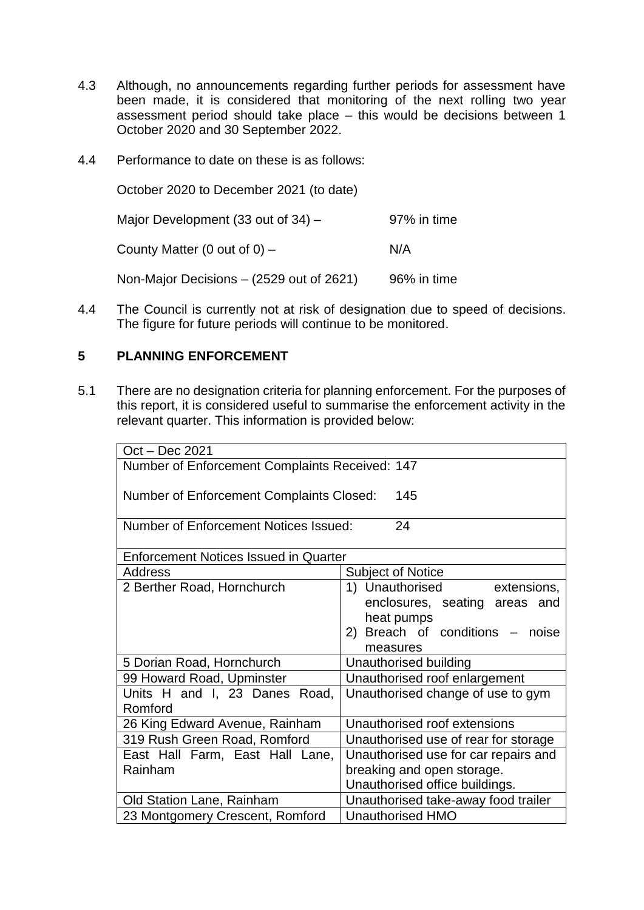4.3 Although, no announcements regarding further periods for assessment have been made, it is considered that monitoring of the next rolling two year assessment period should take place – this would be decisions between 1 October 2020 and 30 September 2022.

4.4 Performance to date on these is as follows:

October 2020 to December 2021 (to date)

| | |
|---|---|
| Major Development (33 out of 34) – | 97% in time |
| County Matter (0 out of 0) – | N/A |
| Non-Major Decisions – (2529 out of 2621) | 96% in time |

4.4 The Council is currently not at risk of designation due to speed of decisions. The figure for future periods will continue to be monitored.

## 5 PLANNING ENFORCEMENT

5.1 There are no designation criteria for planning enforcement. For the purposes of this report, it is considered useful to summarise the enforcement activity in the relevant quarter. This information is provided below:

| Oct – Dec 2021 | |
|---|---|
| Number of Enforcement Complaints Received: 147<br><br>Number of Enforcement Complaints Closed: 145 | |
| Number of Enforcement Notices Issued: 24 | |
| Enforcement Notices Issued in Quarter | |
| Address | Subject of Notice |
| 2 Berther Road, Hornchurch | 1) Unauthorised extensions, enclosures, seating areas and heat pumps<br>2) Breach of conditions – noise measures |
| 5 Dorian Road, Hornchurch | Unauthorised building |
| 99 Howard Road, Upminster | Unauthorised roof enlargement |
| Units H and I, 23 Danes Road, Romford | Unauthorised change of use to gym |
| 26 King Edward Avenue, Rainham | Unauthorised roof extensions |
| 319 Rush Green Road, Romford | Unauthorised use of rear for storage |
| East Hall Farm, East Hall Lane, Rainham | Unauthorised use for car repairs and breaking and open storage.<br>Unauthorised office buildings. |
| Old Station Lane, Rainham | Unauthorised take-away food trailer |
| 23 Montgomery Crescent, Romford | Unauthorised HMO |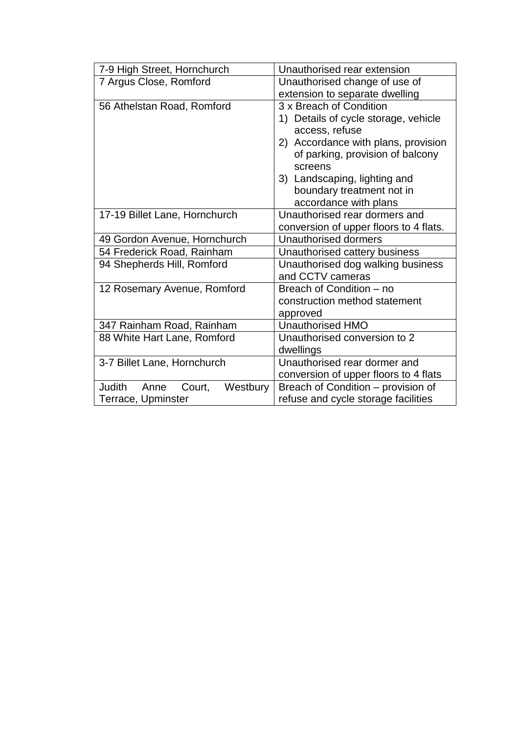| | |
|---|---|
| 7-9 High Street, Hornchurch | Unauthorised rear extension |
| 7 Argus Close, Romford | Unauthorised change of use of extension to separate dwelling |
| 56 Athelstan Road, Romford | 3 x Breach of Condition<br>1) Details of cycle storage, vehicle access, refuse<br>2) Accordance with plans, provision of parking, provision of balcony screens<br>3) Landscaping, lighting and boundary treatment not in accordance with plans |
| 17-19 Billet Lane, Hornchurch | Unauthorised rear dormers and conversion of upper floors to 4 flats. |
| 49 Gordon Avenue, Hornchurch | Unauthorised dormers |
| 54 Frederick Road, Rainham | Unauthorised cattery business |
| 94 Shepherds Hill, Romford | Unauthorised dog walking business and CCTV cameras |
| 12 Rosemary Avenue, Romford | Breach of Condition – no construction method statement approved |
| 347 Rainham Road, Rainham | Unauthorised HMO |
| 88 White Hart Lane, Romford | Unauthorised conversion to 2 dwellings |
| 3-7 Billet Lane, Hornchurch | Unauthorised rear dormer and conversion of upper floors to 4 flats |
| Judith Anne Court, Westbury Terrace, Upminster | Breach of Condition – provision of refuse and cycle storage facilities |